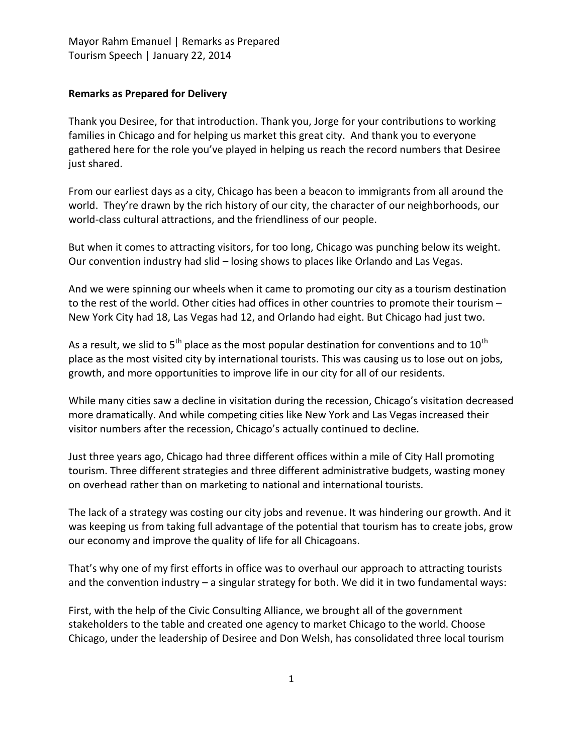Mayor Rahm Emanuel | Remarks as Prepared
Tourism Speech | January 22, 2014

**Remarks as Prepared for Delivery**

Thank you Desiree, for that introduction. Thank you, Jorge for your contributions to working families in Chicago and for helping us market this great city. And thank you to everyone gathered here for the role you've played in helping us reach the record numbers that Desiree just shared.

From our earliest days as a city, Chicago has been a beacon to immigrants from all around the world. They're drawn by the rich history of our city, the character of our neighborhoods, our world-class cultural attractions, and the friendliness of our people.

But when it comes to attracting visitors, for too long, Chicago was punching below its weight. Our convention industry had slid – losing shows to places like Orlando and Las Vegas.

And we were spinning our wheels when it came to promoting our city as a tourism destination to the rest of the world. Other cities had offices in other countries to promote their tourism – New York City had 18, Las Vegas had 12, and Orlando had eight. But Chicago had just two.

As a result, we slid to 5th place as the most popular destination for conventions and to 10th place as the most visited city by international tourists. This was causing us to lose out on jobs, growth, and more opportunities to improve life in our city for all of our residents.

While many cities saw a decline in visitation during the recession, Chicago's visitation decreased more dramatically. And while competing cities like New York and Las Vegas increased their visitor numbers after the recession, Chicago's actually continued to decline.

Just three years ago, Chicago had three different offices within a mile of City Hall promoting tourism. Three different strategies and three different administrative budgets, wasting money on overhead rather than on marketing to national and international tourists.

The lack of a strategy was costing our city jobs and revenue. It was hindering our growth. And it was keeping us from taking full advantage of the potential that tourism has to create jobs, grow our economy and improve the quality of life for all Chicagoans.

That's why one of my first efforts in office was to overhaul our approach to attracting tourists and the convention industry – a singular strategy for both. We did it in two fundamental ways:

First, with the help of the Civic Consulting Alliance, we brought all of the government stakeholders to the table and created one agency to market Chicago to the world. Choose Chicago, under the leadership of Desiree and Don Welsh, has consolidated three local tourism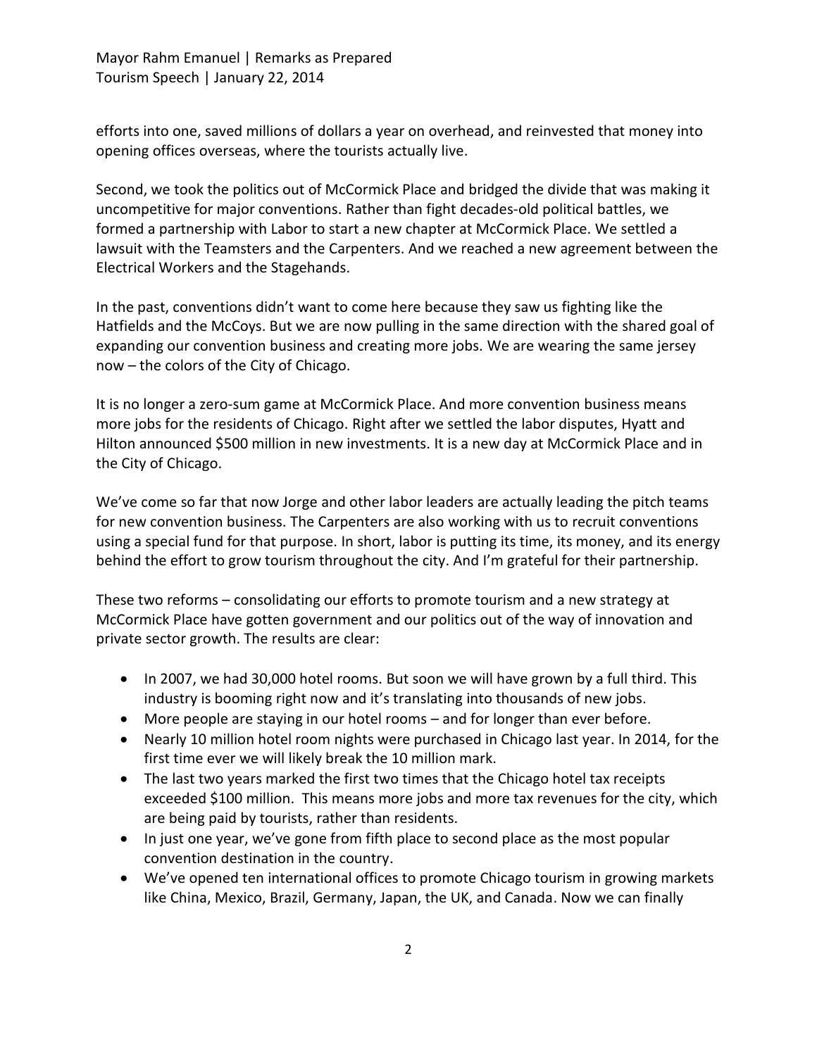efforts into one, saved millions of dollars a year on overhead, and reinvested that money into opening offices overseas, where the tourists actually live.

Second, we took the politics out of McCormick Place and bridged the divide that was making it uncompetitive for major conventions. Rather than fight decades-old political battles, we formed a partnership with Labor to start a new chapter at McCormick Place. We settled a lawsuit with the Teamsters and the Carpenters. And we reached a new agreement between the Electrical Workers and the Stagehands.

In the past, conventions didn't want to come here because they saw us fighting like the Hatfields and the McCoys. But we are now pulling in the same direction with the shared goal of expanding our convention business and creating more jobs. We are wearing the same jersey now – the colors of the City of Chicago.

It is no longer a zero-sum game at McCormick Place. And more convention business means more jobs for the residents of Chicago. Right after we settled the labor disputes, Hyatt and Hilton announced $500 million in new investments. It is a new day at McCormick Place and in the City of Chicago.

We've come so far that now Jorge and other labor leaders are actually leading the pitch teams for new convention business. The Carpenters are also working with us to recruit conventions using a special fund for that purpose. In short, labor is putting its time, its money, and its energy behind the effort to grow tourism throughout the city. And I'm grateful for their partnership.

These two reforms – consolidating our efforts to promote tourism and a new strategy at McCormick Place have gotten government and our politics out of the way of innovation and private sector growth. The results are clear:

- In 2007, we had 30,000 hotel rooms. But soon we will have grown by a full third. This industry is booming right now and it's translating into thousands of new jobs.
- More people are staying in our hotel rooms – and for longer than ever before.
- Nearly 10 million hotel room nights were purchased in Chicago last year. In 2014, for the first time ever we will likely break the 10 million mark.
- The last two years marked the first two times that the Chicago hotel tax receipts exceeded $100 million. This means more jobs and more tax revenues for the city, which are being paid by tourists, rather than residents.
- In just one year, we've gone from fifth place to second place as the most popular convention destination in the country.
- We've opened ten international offices to promote Chicago tourism in growing markets like China, Mexico, Brazil, Germany, Japan, the UK, and Canada. Now we can finally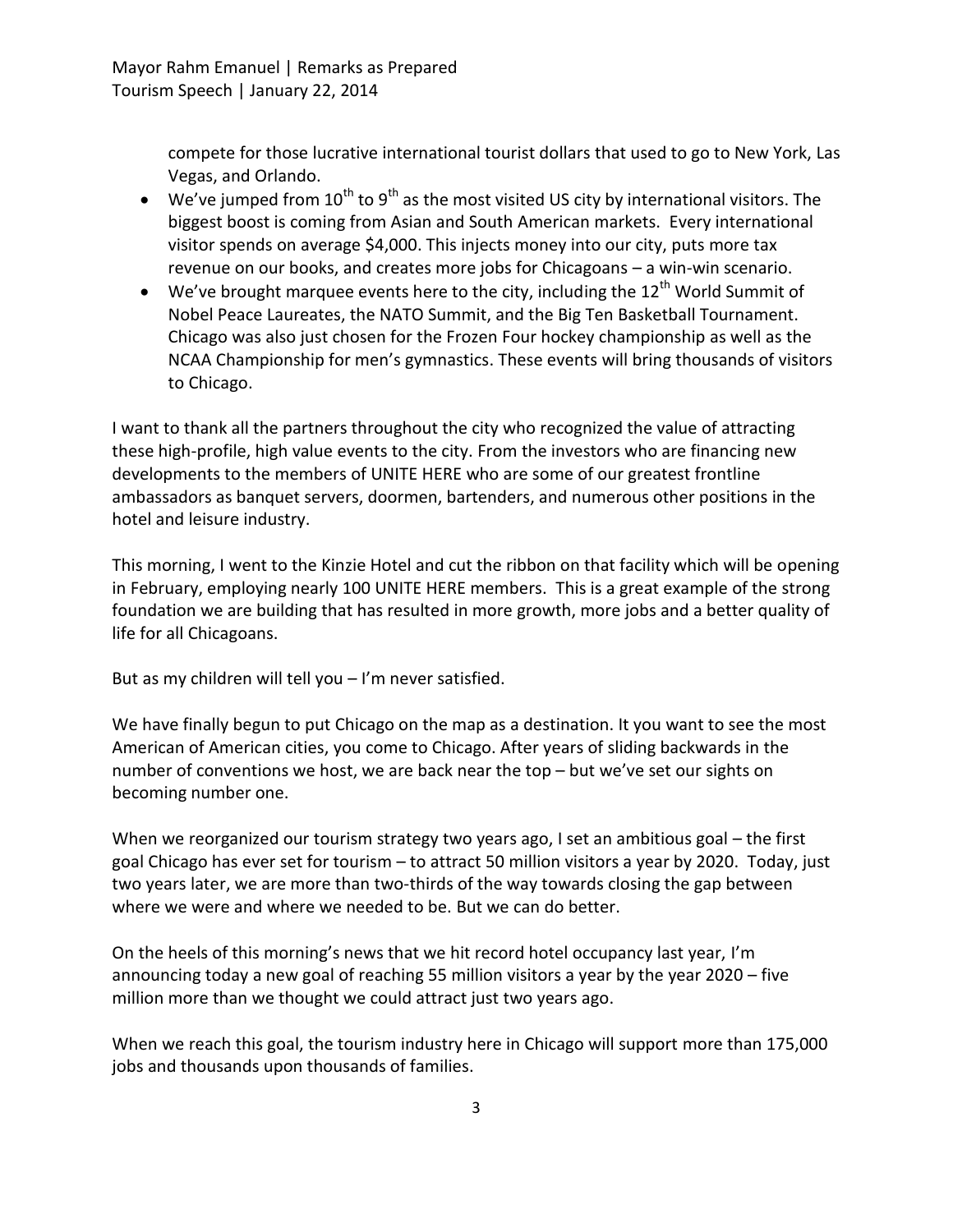compete for those lucrative international tourist dollars that used to go to New York, Las Vegas, and Orlando.

- We've jumped from 10th to 9th as the most visited US city by international visitors. The biggest boost is coming from Asian and South American markets. Every international visitor spends on average $4,000. This injects money into our city, puts more tax revenue on our books, and creates more jobs for Chicagoans – a win-win scenario.
- We've brought marquee events here to the city, including the 12th World Summit of Nobel Peace Laureates, the NATO Summit, and the Big Ten Basketball Tournament. Chicago was also just chosen for the Frozen Four hockey championship as well as the NCAA Championship for men's gymnastics. These events will bring thousands of visitors to Chicago.

I want to thank all the partners throughout the city who recognized the value of attracting these high-profile, high value events to the city. From the investors who are financing new developments to the members of UNITE HERE who are some of our greatest frontline ambassadors as banquet servers, doormen, bartenders, and numerous other positions in the hotel and leisure industry.

This morning, I went to the Kinzie Hotel and cut the ribbon on that facility which will be opening in February, employing nearly 100 UNITE HERE members. This is a great example of the strong foundation we are building that has resulted in more growth, more jobs and a better quality of life for all Chicagoans.

But as my children will tell you – I'm never satisfied.

We have finally begun to put Chicago on the map as a destination. It you want to see the most American of American cities, you come to Chicago. After years of sliding backwards in the number of conventions we host, we are back near the top – but we've set our sights on becoming number one.

When we reorganized our tourism strategy two years ago, I set an ambitious goal – the first goal Chicago has ever set for tourism – to attract 50 million visitors a year by 2020. Today, just two years later, we are more than two-thirds of the way towards closing the gap between where we were and where we needed to be. But we can do better.

On the heels of this morning's news that we hit record hotel occupancy last year, I'm announcing today a new goal of reaching 55 million visitors a year by the year 2020 – five million more than we thought we could attract just two years ago.

When we reach this goal, the tourism industry here in Chicago will support more than 175,000 jobs and thousands upon thousands of families.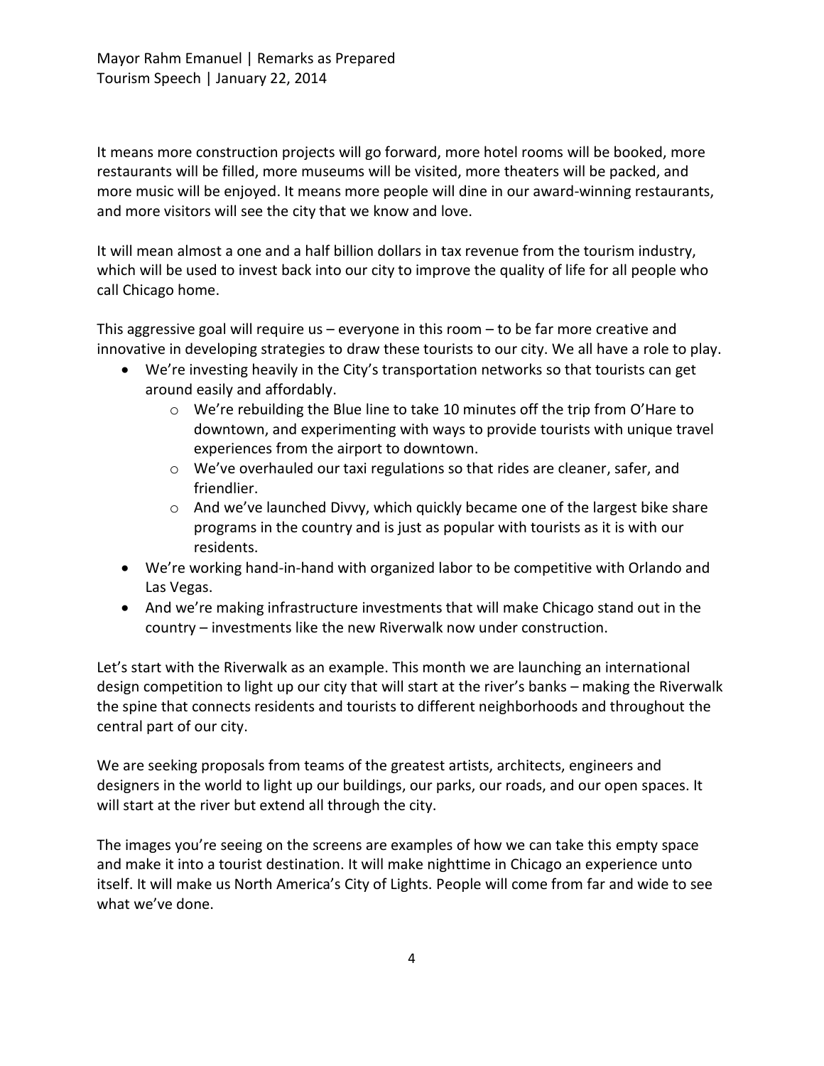It means more construction projects will go forward, more hotel rooms will be booked, more restaurants will be filled, more museums will be visited, more theaters will be packed, and more music will be enjoyed. It means more people will dine in our award-winning restaurants, and more visitors will see the city that we know and love.

It will mean almost a one and a half billion dollars in tax revenue from the tourism industry, which will be used to invest back into our city to improve the quality of life for all people who call Chicago home.

This aggressive goal will require us – everyone in this room – to be far more creative and innovative in developing strategies to draw these tourists to our city. We all have a role to play.

- We're investing heavily in the City's transportation networks so that tourists can get around easily and affordably.
  - We're rebuilding the Blue line to take 10 minutes off the trip from O'Hare to downtown, and experimenting with ways to provide tourists with unique travel experiences from the airport to downtown.
  - We've overhauled our taxi regulations so that rides are cleaner, safer, and friendlier.
  - And we've launched Divvy, which quickly became one of the largest bike share programs in the country and is just as popular with tourists as it is with our residents.
- We're working hand-in-hand with organized labor to be competitive with Orlando and Las Vegas.
- And we're making infrastructure investments that will make Chicago stand out in the country – investments like the new Riverwalk now under construction.

Let's start with the Riverwalk as an example. This month we are launching an international design competition to light up our city that will start at the river's banks – making the Riverwalk the spine that connects residents and tourists to different neighborhoods and throughout the central part of our city.

We are seeking proposals from teams of the greatest artists, architects, engineers and designers in the world to light up our buildings, our parks, our roads, and our open spaces. It will start at the river but extend all through the city.

The images you're seeing on the screens are examples of how we can take this empty space and make it into a tourist destination. It will make nighttime in Chicago an experience unto itself. It will make us North America's City of Lights. People will come from far and wide to see what we've done.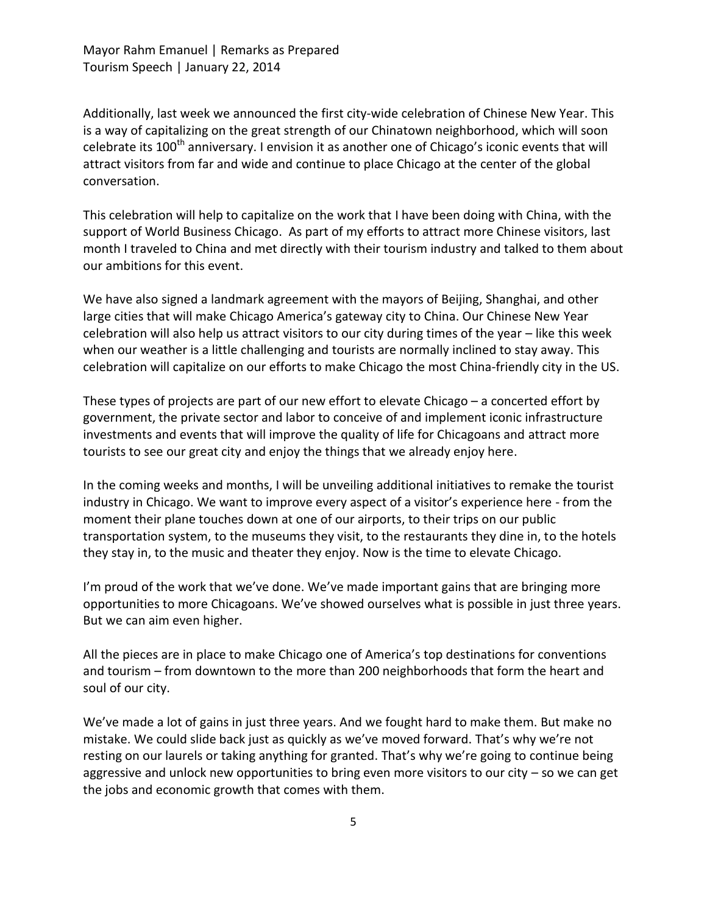Additionally, last week we announced the first city-wide celebration of Chinese New Year. This is a way of capitalizing on the great strength of our Chinatown neighborhood, which will soon celebrate its 100th anniversary. I envision it as another one of Chicago's iconic events that will attract visitors from far and wide and continue to place Chicago at the center of the global conversation.

This celebration will help to capitalize on the work that I have been doing with China, with the support of World Business Chicago. As part of my efforts to attract more Chinese visitors, last month I traveled to China and met directly with their tourism industry and talked to them about our ambitions for this event.

We have also signed a landmark agreement with the mayors of Beijing, Shanghai, and other large cities that will make Chicago America's gateway city to China. Our Chinese New Year celebration will also help us attract visitors to our city during times of the year – like this week when our weather is a little challenging and tourists are normally inclined to stay away. This celebration will capitalize on our efforts to make Chicago the most China-friendly city in the US.

These types of projects are part of our new effort to elevate Chicago – a concerted effort by government, the private sector and labor to conceive of and implement iconic infrastructure investments and events that will improve the quality of life for Chicagoans and attract more tourists to see our great city and enjoy the things that we already enjoy here.

In the coming weeks and months, I will be unveiling additional initiatives to remake the tourist industry in Chicago. We want to improve every aspect of a visitor's experience here - from the moment their plane touches down at one of our airports, to their trips on our public transportation system, to the museums they visit, to the restaurants they dine in, to the hotels they stay in, to the music and theater they enjoy. Now is the time to elevate Chicago.

I'm proud of the work that we've done. We've made important gains that are bringing more opportunities to more Chicagoans. We've showed ourselves what is possible in just three years. But we can aim even higher.

All the pieces are in place to make Chicago one of America's top destinations for conventions and tourism – from downtown to the more than 200 neighborhoods that form the heart and soul of our city.

We've made a lot of gains in just three years. And we fought hard to make them. But make no mistake. We could slide back just as quickly as we've moved forward. That's why we're not resting on our laurels or taking anything for granted. That's why we're going to continue being aggressive and unlock new opportunities to bring even more visitors to our city – so we can get the jobs and economic growth that comes with them.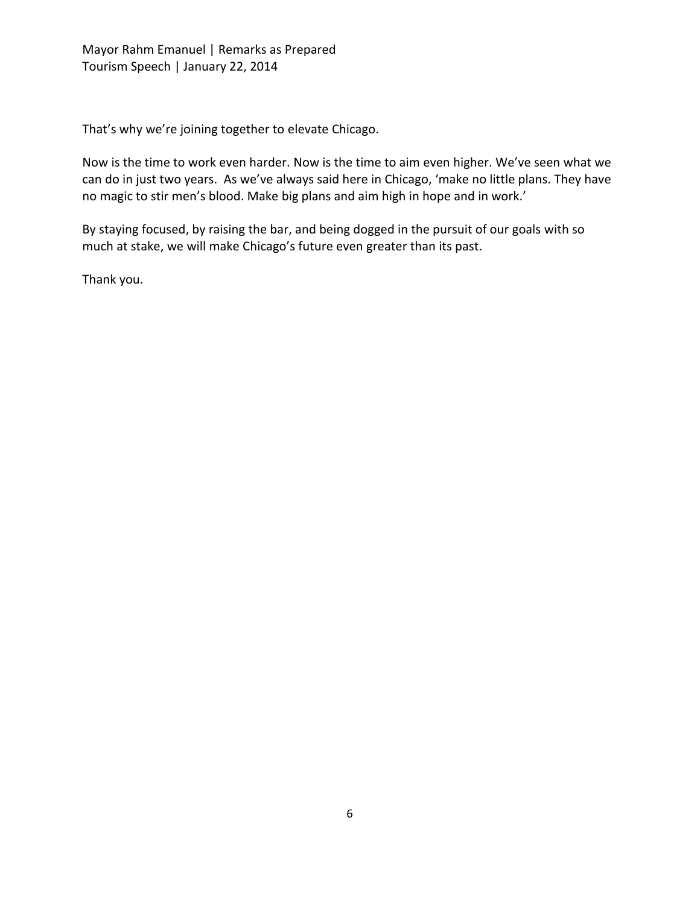That's why we're joining together to elevate Chicago.

Now is the time to work even harder. Now is the time to aim even higher. We've seen what we can do in just two years. As we've always said here in Chicago, 'make no little plans. They have no magic to stir men's blood. Make big plans and aim high in hope and in work.'

By staying focused, by raising the bar, and being dogged in the pursuit of our goals with so much at stake, we will make Chicago's future even greater than its past.

Thank you.